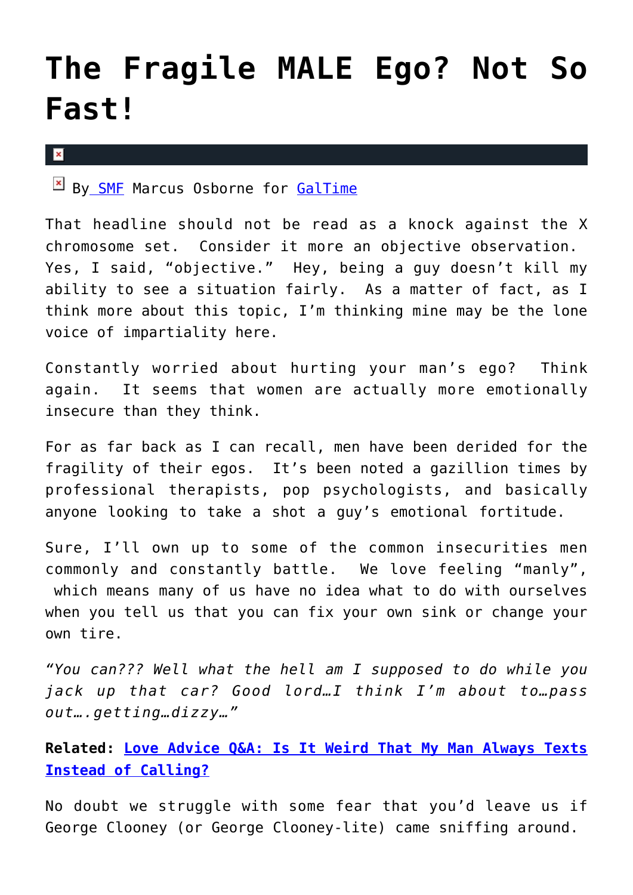# The Fragile MALE Ego? Not So Fast!

By SMF Marcus Osborne for GalTime

That headline should not be read as a knock against the X chromosome set.  Consider it more an objective observation.  Yes, I said, "objective."  Hey, being a guy doesn't kill my ability to see a situation fairly.  As a matter of fact, as I think more about this topic, I'm thinking mine may be the lone voice of impartiality here.

Constantly worried about hurting your man's ego?  Think again.  It seems that women are actually more emotionally insecure than they think.

For as far back as I can recall, men have been derided for the fragility of their egos.  It's been noted a gazillion times by professional therapists, pop psychologists, and basically anyone looking to take a shot a guy's emotional fortitude.

Sure, I'll own up to some of the common insecurities men commonly and constantly battle.  We love feeling "manly", which means many of us have no idea what to do with ourselves when you tell us that you can fix your own sink or change your own tire.

*"You can??? Well what the hell am I supposed to do while you jack up that car? Good lord…I think I'm about to…pass out….getting…dizzy…"*

**Related: Love Advice Q&A: Is It Weird That My Man Always Texts Instead of Calling?**

No doubt we struggle with some fear that you'd leave us if George Clooney (or George Clooney-lite) came sniffing around.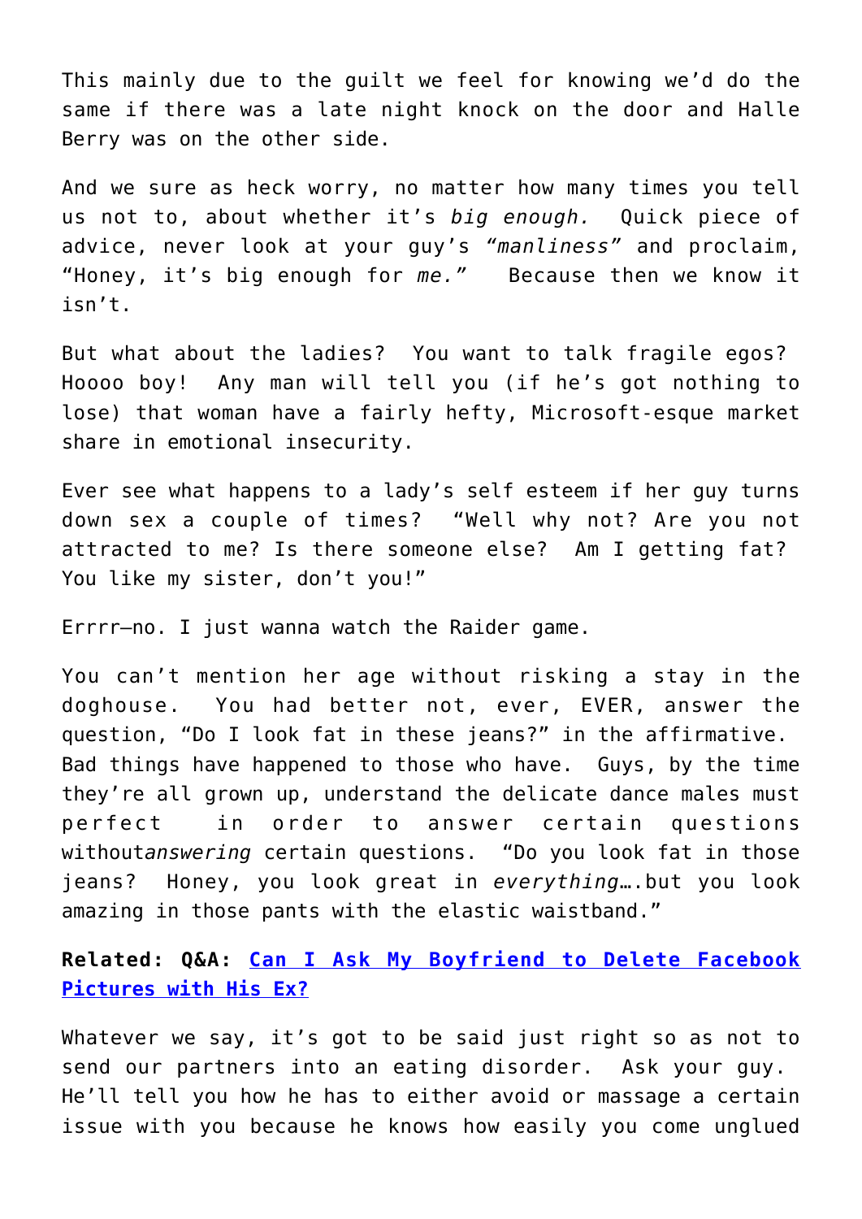This mainly due to the guilt we feel for knowing we'd do the same if there was a late night knock on the door and Halle Berry was on the other side.

And we sure as heck worry, no matter how many times you tell us not to, about whether it's *big enough.* Quick piece of advice, never look at your guy's *"manliness"* and proclaim, "Honey, it's big enough for *me."* Because then we know it isn't.

But what about the ladies? You want to talk fragile egos? Hoooo boy! Any man will tell you (if he's got nothing to lose) that woman have a fairly hefty, Microsoft-esque market share in emotional insecurity.

Ever see what happens to a lady's self esteem if her guy turns down sex a couple of times? "Well why not? Are you not attracted to me? Is there someone else? Am I getting fat? You like my sister, don't you!"

Errrr—no. I just wanna watch the Raider game.

You can't mention her age without risking a stay in the doghouse. You had better not, ever, EVER, answer the question, "Do I look fat in these jeans?" in the affirmative. Bad things have happened to those who have. Guys, by the time they're all grown up, understand the delicate dance males must perfect in order to answer certain questions without*answering* certain questions. "Do you look fat in those jeans? Honey, you look great in *everything*….but you look amazing in those pants with the elastic waistband."

**Related: Q&A: Can I Ask My Boyfriend to Delete Facebook Pictures with His Ex?**

Whatever we say, it's got to be said just right so as not to send our partners into an eating disorder. Ask your guy. He'll tell you how he has to either avoid or massage a certain issue with you because he knows how easily you come unglued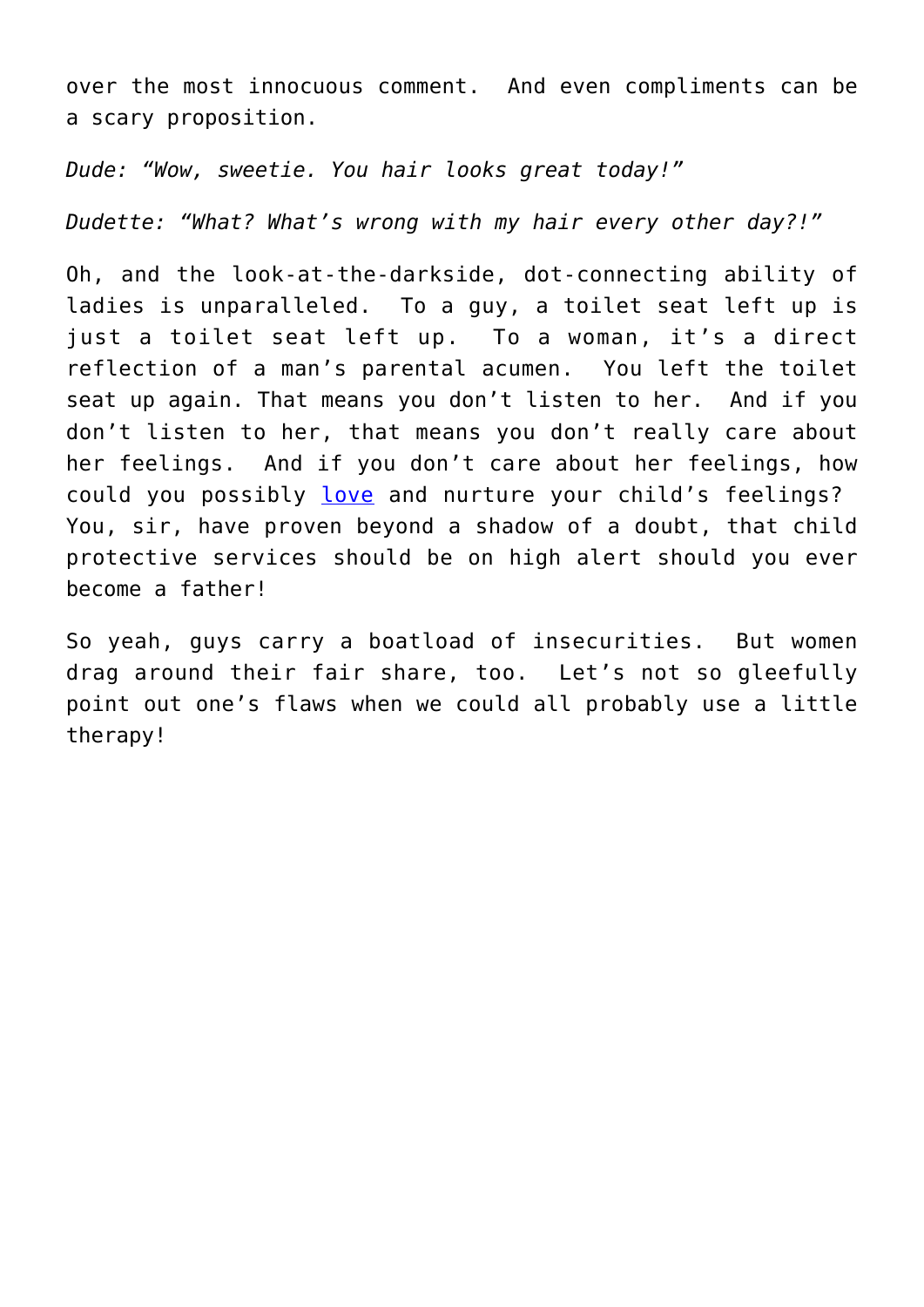over the most innocuous comment. And even compliments can be a scary proposition.

*Dude: "Wow, sweetie. You hair looks great today!"*

*Dudette: "What? What's wrong with my hair every other day?!"*

Oh, and the look-at-the-darkside, dot-connecting ability of ladies is unparalleled. To a guy, a toilet seat left up is just a toilet seat left up. To a woman, it's a direct reflection of a man's parental acumen. You left the toilet seat up again. That means you don't listen to her. And if you don't listen to her, that means you don't really care about her feelings. And if you don't care about her feelings, how could you possibly love and nurture your child's feelings? You, sir, have proven beyond a shadow of a doubt, that child protective services should be on high alert should you ever become a father!

So yeah, guys carry a boatload of insecurities. But women drag around their fair share, too. Let's not so gleefully point out one's flaws when we could all probably use a little therapy!